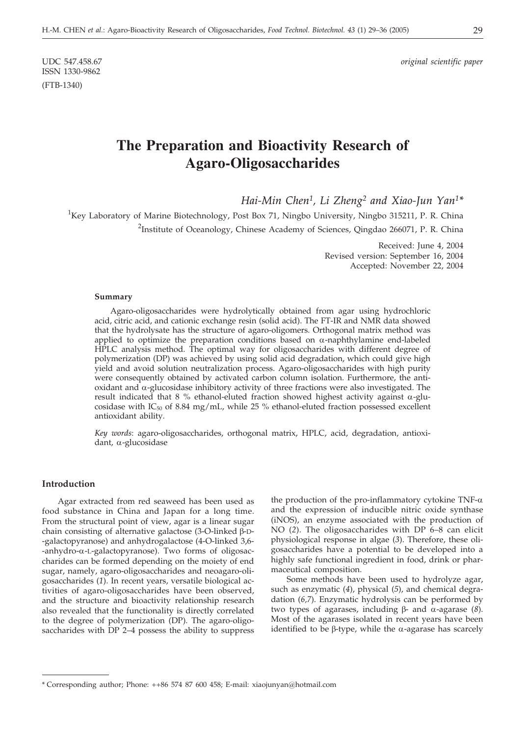UDC 547.458.67
ISSN 1330-9862
(FTB-1340)

*original scientific paper*

# The Preparation and Bioactivity Research of Agaro-Oligosaccharides

*Hai-Min Chen[1], Li Zheng[2] and Xiao-Jun Yan[1]\**

[1]Key Laboratory of Marine Biotechnology, Post Box 71, Ningbo University, Ningbo 315211, P. R. China

[2]Institute of Oceanology, Chinese Academy of Sciences, Qingdao 266071, P. R. China

Received: June 4, 2004
Revised version: September 16, 2004
Accepted: November 22, 2004

### Summary

Agaro-oligosaccharides were hydrolytically obtained from agar using hydrochloric acid, citric acid, and cationic exchange resin (solid acid). The FT-IR and NMR data showed that the hydrolysate has the structure of agaro-oligomers. Orthogonal matrix method was applied to optimize the preparation conditions based on α-naphthylamine end-labeled HPLC analysis method. The optimal way for oligosaccharides with different degree of polymerization (DP) was achieved by using solid acid degradation, which could give high yield and avoid solution neutralization process. Agaro-oligosaccharides with high purity were consequently obtained by activated carbon column isolation. Furthermore, the antioxidant and α-glucosidase inhibitory activity of three fractions were also investigated. The result indicated that 8 % ethanol-eluted fraction showed highest activity against α-glucosidase with $IC_{50}$ of 8.84 mg/mL, while 25 % ethanol-eluted fraction possessed excellent antioxidant ability.

*Key words*: agaro-oligosaccharides, orthogonal matrix, HPLC, acid, degradation, antioxidant, α-glucosidase

## Introduction

Agar extracted from red seaweed has been used as food substance in China and Japan for a long time. From the structural point of view, agar is a linear sugar chain consisting of alternative galactose (3-O-linked β-D-galactopyranose) and anhydrogalactose (4-O-linked 3,6-anhydro-α-L-galactopyranose). Two forms of oligosaccharides can be formed depending on the moiety of end sugar, namely, agaro-oligosaccharides and neoagaro-oligosaccharides (*1*). In recent years, versatile biological activities of agaro-oligosaccharides have been observed, and the structure and bioactivity relationship research also revealed that the functionality is directly correlated to the degree of polymerization (DP). The agaro-oligosaccharides with DP 2–4 possess the ability to suppress the production of the pro-inflammatory cytokine TNF-α and the expression of inducible nitric oxide synthase (iNOS), an enzyme associated with the production of NO (*2*). The oligosaccharides with DP 6–8 can elicit physiological response in algae (*3*). Therefore, these oligosaccharides have a potential to be developed into a highly safe functional ingredient in food, drink or pharmaceutical composition.

Some methods have been used to hydrolyze agar, such as enzymatic (*4*), physical (*5*), and chemical degradation (*6,7*). Enzymatic hydrolysis can be performed by two types of agarases, including β- and α-agarase (*8*). Most of the agarases isolated in recent years have been identified to be β-type, while the α-agarase has scarcely

\* Corresponding author; Phone: ++86 574 87 600 458; E-mail: xiaojunyan@hotmail.com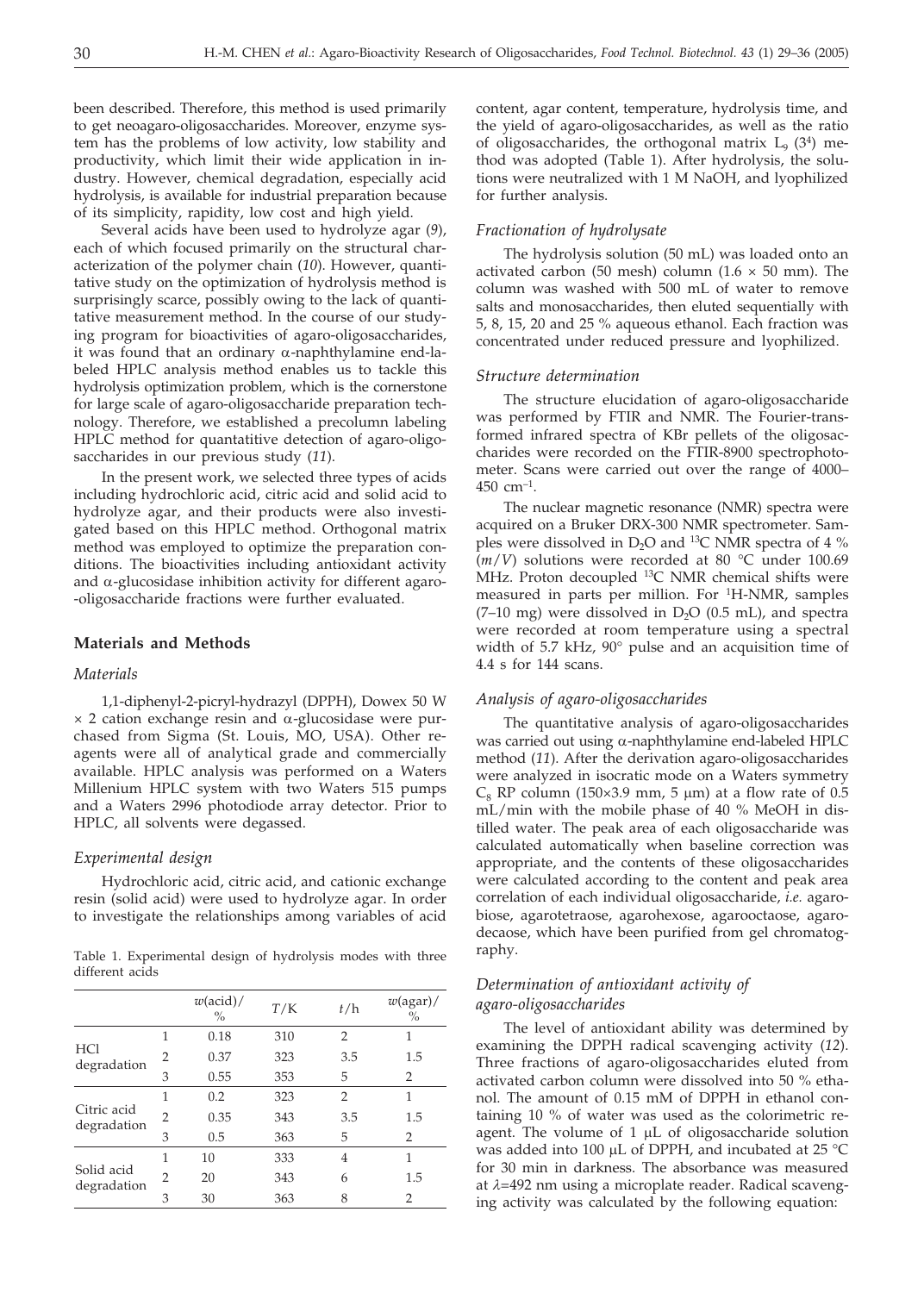been described. Therefore, this method is used primarily to get neoagaro-oligosaccharides. Moreover, enzyme system has the problems of low activity, low stability and productivity, which limit their wide application in industry. However, chemical degradation, especially acid hydrolysis, is available for industrial preparation because of its simplicity, rapidity, low cost and high yield.

Several acids have been used to hydrolyze agar (*9*), each of which focused primarily on the structural characterization of the polymer chain (*10*). However, quantitative study on the optimization of hydrolysis method is surprisingly scarce, possibly owing to the lack of quantitative measurement method. In the course of our studying program for bioactivities of agaro-oligosaccharides, it was found that an ordinary α-naphthylamine end-labeled HPLC analysis method enables us to tackle this hydrolysis optimization problem, which is the cornerstone for large scale of agaro-oligosaccharide preparation technology. Therefore, we established a precolumn labeling HPLC method for quantitative detection of agaro-oligosaccharides in our previous study (*11*).

In the present work, we selected three types of acids including hydrochloric acid, citric acid and solid acid to hydrolyze agar, and their products were also investigated based on this HPLC method. Orthogonal matrix method was employed to optimize the preparation conditions. The bioactivities including antioxidant activity and α-glucosidase inhibition activity for different agaro-oligosaccharide fractions were further evaluated.

## Materials and Methods

### *Materials*

1,1-diphenyl-2-picryl-hydrazyl (DPPH), Dowex 50 W × 2 cation exchange resin and α-glucosidase were purchased from Sigma (St. Louis, MO, USA). Other reagents were all of analytical grade and commercially available. HPLC analysis was performed on a Waters Millenium HPLC system with two Waters 515 pumps and a Waters 2996 photodiode array detector. Prior to HPLC, all solvents were degassed.

### *Experimental design*

Hydrochloric acid, citric acid, and cationic exchange resin (solid acid) were used to hydrolyze agar. In order to investigate the relationships among variables of acid content, agar content, temperature, hydrolysis time, and the yield of agaro-oligosaccharides, as well as the ratio of oligosaccharides, the orthogonal matrix $L_9$ ($3^4$) method was adopted (Table 1). After hydrolysis, the solutions were neutralized with 1 M NaOH, and lyophilized for further analysis.

Table 1. Experimental design of hydrolysis modes with three different acids

| | | $w$(acid)/% | $T$/K | $t$/h | $w$(agar)/% |
|---|---|---|---|---|---|
| HCl degradation | 1 | 0.18 | 310 | 2 | 1 |
| | 2 | 0.37 | 323 | 3.5 | 1.5 |
| | 3 | 0.55 | 353 | 5 | 2 |
| Citric acid degradation | 1 | 0.2 | 323 | 2 | 1 |
| | 2 | 0.35 | 343 | 3.5 | 1.5 |
| | 3 | 0.5 | 363 | 5 | 2 |
| Solid acid degradation | 1 | 10 | 333 | 4 | 1 |
| | 2 | 20 | 343 | 6 | 1.5 |
| | 3 | 30 | 363 | 8 | 2 |

### *Fractionation of hydrolysate*

The hydrolysis solution (50 mL) was loaded onto an activated carbon (50 mesh) column (1.6 × 50 mm). The column was washed with 500 mL of water to remove salts and monosaccharides, then eluted sequentially with 5, 8, 15, 20 and 25 % aqueous ethanol. Each fraction was concentrated under reduced pressure and lyophilized.

### *Structure determination*

The structure elucidation of agaro-oligosaccharide was performed by FTIR and NMR. The Fourier-transformed infrared spectra of KBr pellets of the oligosaccharides were recorded on the FTIR-8900 spectrophotometer. Scans were carried out over the range of 4000–450 $cm^{-1}$.

The nuclear magnetic resonance (NMR) spectra were acquired on a Bruker DRX-300 NMR spectrometer. Samples were dissolved in $D_2O$ and $^{13}C$ NMR spectra of 4 % ($m/V$) solutions were recorded at 80 °C under 100.69 MHz. Proton decoupled $^{13}C$ NMR chemical shifts were measured in parts per million. For $^{1}H$-NMR, samples (7–10 mg) were dissolved in $D_2O$ (0.5 mL), and spectra were recorded at room temperature using a spectral width of 5.7 kHz, 90° pulse and an acquisition time of 4.4 s for 144 scans.

### *Analysis of agaro-oligosaccharides*

The quantitative analysis of agaro-oligosaccharides was carried out using α-naphthylamine end-labeled HPLC method (*11*). After the derivation agaro-oligosaccharides were analyzed in isocratic mode on a Waters symmetry $C_8$ RP column (150×3.9 mm, 5 μm) at a flow rate of 0.5 mL/min with the mobile phase of 40 % MeOH in distilled water. The peak area of each oligosaccharide was calculated automatically when baseline correction was appropriate, and the contents of these oligosaccharides were calculated according to the content and peak area correlation of each individual oligosaccharide, *i.e.* agarobiose, agarotetraose, agarohexose, agarooctaose, agarodecaose, which have been purified from gel chromatography.

### *Determination of antioxidant activity of agaro-oligosaccharides*

The level of antioxidant ability was determined by examining the DPPH radical scavenging activity (*12*). Three fractions of agaro-oligosaccharides eluted from activated carbon column were dissolved into 50 % ethanol. The amount of 0.15 mM of DPPH in ethanol containing 10 % of water was used as the colorimetric reagent. The volume of 1 μL of oligosaccharide solution was added into 100 μL of DPPH, and incubated at 25 °C for 30 min in darkness. The absorbance was measured at $\lambda$=492 nm using a microplate reader. Radical scavenging activity was calculated by the following equation: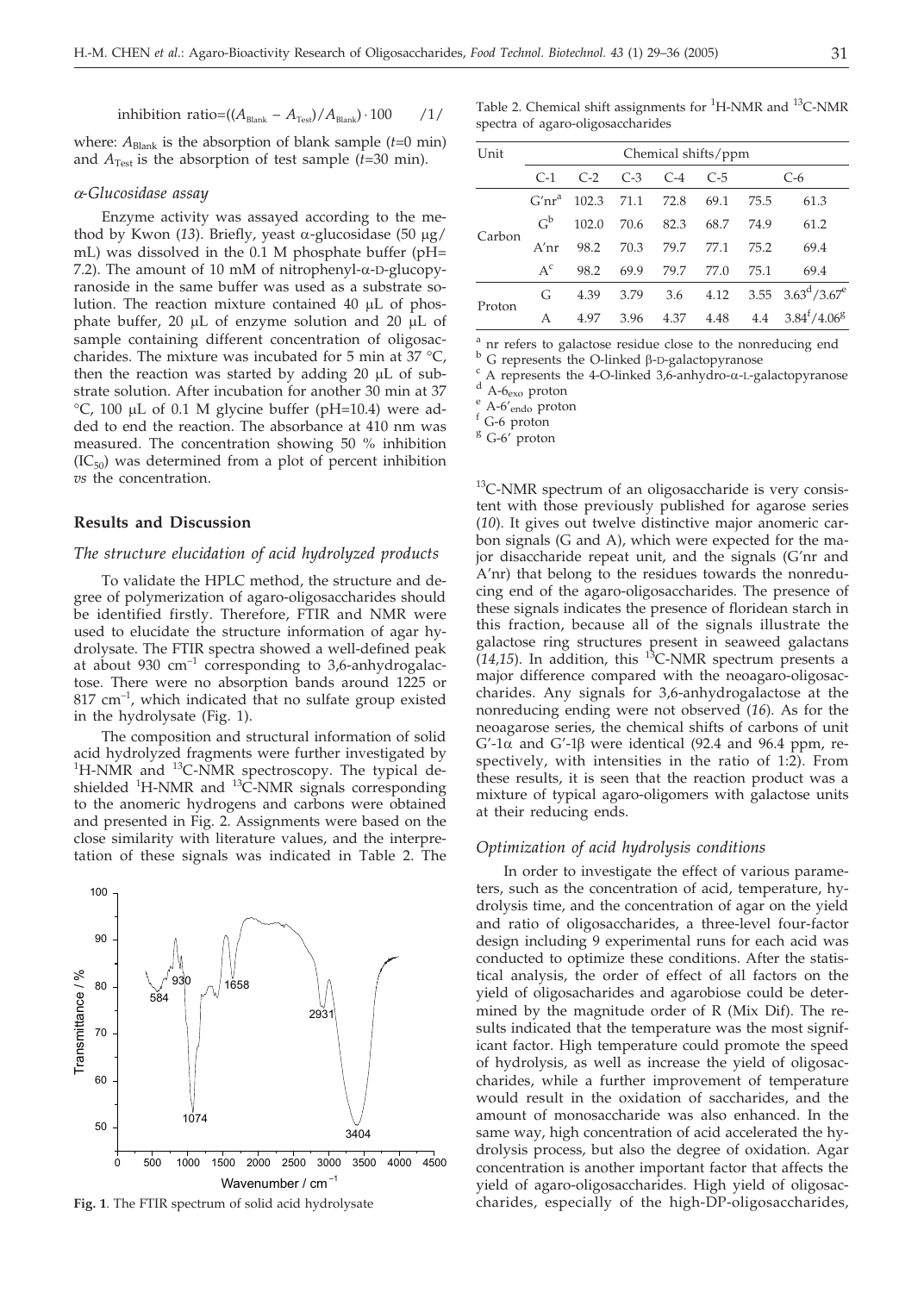$$\text{inhibition ratio}=((A_{Blank} - A_{Test})/A_{Blank}) \cdot 100 \quad /1/$$

where: $A_{Blank}$ is the absorption of blank sample ($t$=0 min) and $A_{Test}$ is the absorption of test sample ($t$=30 min).

### *α-Glucosidase assay*

Enzyme activity was assayed according to the method by Kwon (*13*). Briefly, yeast α-glucosidase (50 μg/mL) was dissolved in the 0.1 M phosphate buffer (pH=7.2). The amount of 10 mM of nitrophenyl-α-D-glucopyranoside in the same buffer was used as a substrate solution. The reaction mixture contained 40 μL of phosphate buffer, 20 μL of enzyme solution and 20 μL of sample containing different concentration of oligosaccharides. The mixture was incubated for 5 min at 37 °C, then the reaction was started by adding 20 μL of substrate solution. After incubation for another 30 min at 37 °C, 100 μL of 0.1 M glycine buffer (pH=10.4) were added to end the reaction. The absorbance at 410 nm was measured. The concentration showing 50 % inhibition ($IC_{50}$) was determined from a plot of percent inhibition *vs* the concentration.

## Results and Discussion

### *The structure elucidation of acid hydrolyzed products*

To validate the HPLC method, the structure and degree of polymerization of agaro-oligosaccharides should be identified firstly. Therefore, FTIR and NMR were used to elucidate the structure information of agar hydrolysate. The FTIR spectra showed a well-defined peak at about 930 $cm^{-1}$ corresponding to 3,6-anhydrogalactose. There were no absorption bands around 1225 or 817 $cm^{-1}$, which indicated that no sulfate group existed in the hydrolysate (Fig. 1).

The composition and structural information of solid acid hydrolyzed fragments were further investigated by $^{1}$H-NMR and $^{13}$C-NMR spectroscopy. The typical deshielded $^{1}$H-NMR and $^{13}$C-NMR signals corresponding to the anomeric hydrogens and carbons were obtained and presented in Fig. 2. Assignments were based on the close similarity with literature values, and the interpretation of these signals was indicated in Table 2. The

**Fig. 1**. The FTIR spectrum of solid acid hydrolysate

Table 2. Chemical shift assignments for $^{1}$H-NMR and $^{13}$C-NMR spectra of agaro-oligosaccharides

| Unit | | Chemical shifts/ppm | | | | | |
|---|---|---|---|---|---|---|---|
| | C-1 | C-2 | C-3 | C-4 | C-5 | | C-6 |
| Carbon | G'nr[a] | 102.3 | 71.1 | 72.8 | 69.1 | 75.5 | 61.3 |
| | G[b] | 102.0 | 70.6 | 82.3 | 68.7 | 74.9 | 61.2 |
| | A'nr | 98.2 | 70.3 | 79.7 | 77.1 | 75.2 | 69.4 |
| | A[c] | 98.2 | 69.9 | 79.7 | 77.0 | 75.1 | 69.4 |
| Proton | G | 4.39 | 3.79 | 3.6 | 4.12 | 3.55 | 3.63[d]/3.67[e] |
| | A | 4.97 | 3.96 | 4.37 | 4.48 | 4.4 | 3.84[f]/4.06[g] |

[a] nr refers to galactose residue close to the nonreducing end
[b] G represents the O-linked β-D-galactopyranose
[c] A represents the 4-O-linked 3,6-anhydro-α-L-galactopyranose
[d] A-$6_{exo}$ proton
[e] A-$6'_{endo}$ proton
[f] G-6 proton
[g] G-6' proton

$^{13}$C-NMR spectrum of an oligosaccharide is very consistent with those previously published for agarose series (*10*). It gives out twelve distinctive major anomeric carbon signals (G and A), which were expected for the major disaccharide repeat unit, and the signals (G'nr and A'nr) that belong to the residues towards the nonreducing end of the agaro-oligosaccharides. The presence of these signals indicates the presence of floridean starch in this fraction, because all of the signals illustrate the galactose ring structures present in seaweed galactans (*14,15*). In addition, this $^{13}$C-NMR spectrum presents a major difference compared with the neoagaro-oligosaccharides. Any signals for 3,6-anhydrogalactose at the nonreducing ending were not observed (*16*). As for the neoagarose series, the chemical shifts of carbons of unit G'-1α and G'-1β were identical (92.4 and 96.4 ppm, respectively, with intensities in the ratio of 1:2). From these results, it is seen that the reaction product was a mixture of typical agaro-oligomers with galactose units at their reducing ends.

### *Optimization of acid hydrolysis conditions*

In order to investigate the effect of various parameters, such as the concentration of acid, temperature, hydrolysis time, and the concentration of agar on the yield and ratio of oligosaccharides, a three-level four-factor design including 9 experimental runs for each acid was conducted to optimize these conditions. After the statistical analysis, the order of effect of all factors on the yield of oligosacharides and agarobiose could be determined by the magnitude order of R (Mix Dif). The results indicated that the temperature was the most significant factor. High temperature could promote the speed of hydrolysis, as well as increase the yield of oligosaccharides, while a further improvement of temperature would result in the oxidation of saccharides, and the amount of monosaccharide was also enhanced. In the same way, high concentration of acid accelerated the hydrolysis process, but also the degree of oxidation. Agar concentration is another important factor that affects the yield of agaro-oligosaccharides. High yield of oligosaccharides, especially of the high-DP-oligosaccharides,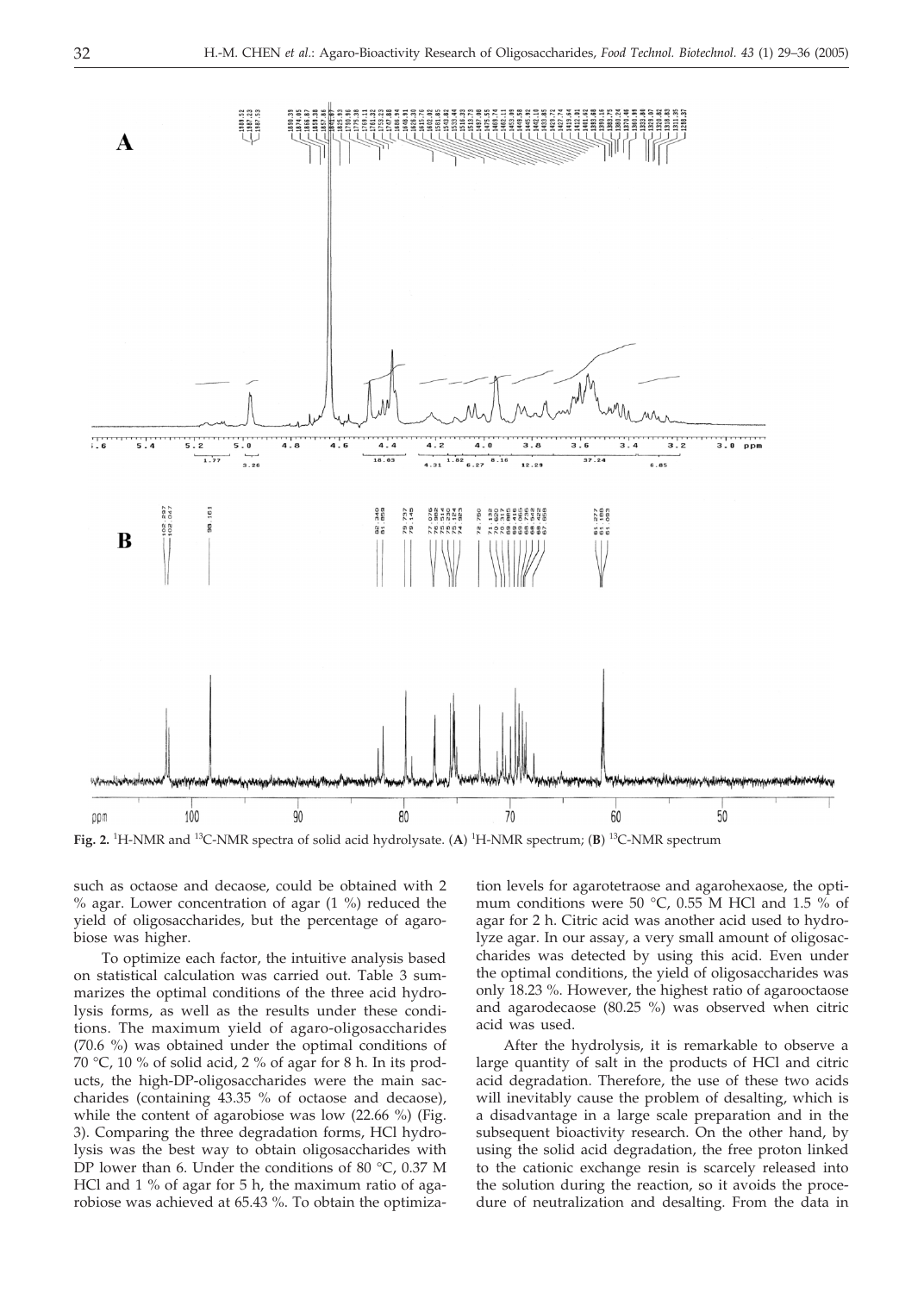**Fig. 2.** $^1$H-NMR and $^{13}$C-NMR spectra of solid acid hydrolysate. (**A**) $^1$H-NMR spectrum; (**B**) $^{13}$C-NMR spectrum

such as octaose and decaose, could be obtained with 2 % agar. Lower concentration of agar (1 %) reduced the yield of oligosaccharides, but the percentage of agarobiose was higher.

To optimize each factor, the intuitive analysis based on statistical calculation was carried out. Table 3 summarizes the optimal conditions of the three acid hydrolysis forms, as well as the results under these conditions. The maximum yield of agaro-oligosaccharides (70.6 %) was obtained under the optimal conditions of 70 °C, 10 % of solid acid, 2 % of agar for 8 h. In its products, the high-DP-oligosaccharides were the main saccharides (containing 43.35 % of octaose and decaose), while the content of agarobiose was low (22.66 %) (Fig. 3). Comparing the three degradation forms, HCl hydrolysis was the best way to obtain oligosaccharides with DP lower than 6. Under the conditions of 80 °C, 0.37 M HCl and 1 % of agar for 5 h, the maximum ratio of agarobiose was achieved at 65.43 %. To obtain the optimization levels for agarotetraose and agarohexaose, the optimum conditions were 50 °C, 0.55 M HCl and 1.5 % of agar for 2 h. Citric acid was another acid used to hydrolyze agar. In our assay, a very small amount of oligosaccharides was detected by using this acid. Even under the optimal conditions, the yield of oligosaccharides was only 18.23 %. However, the highest ratio of agarooctaose and agarodecaose (80.25 %) was observed when citric acid was used.

After the hydrolysis, it is remarkable to observe a large quantity of salt in the products of HCl and citric acid degradation. Therefore, the use of these two acids will inevitably cause the problem of desalting, which is a disadvantage in a large scale preparation and in the subsequent bioactivity research. On the other hand, by using the solid acid degradation, the free proton linked to the cationic exchange resin is scarcely released into the solution during the reaction, so it avoids the procedure of neutralization and desalting. From the data in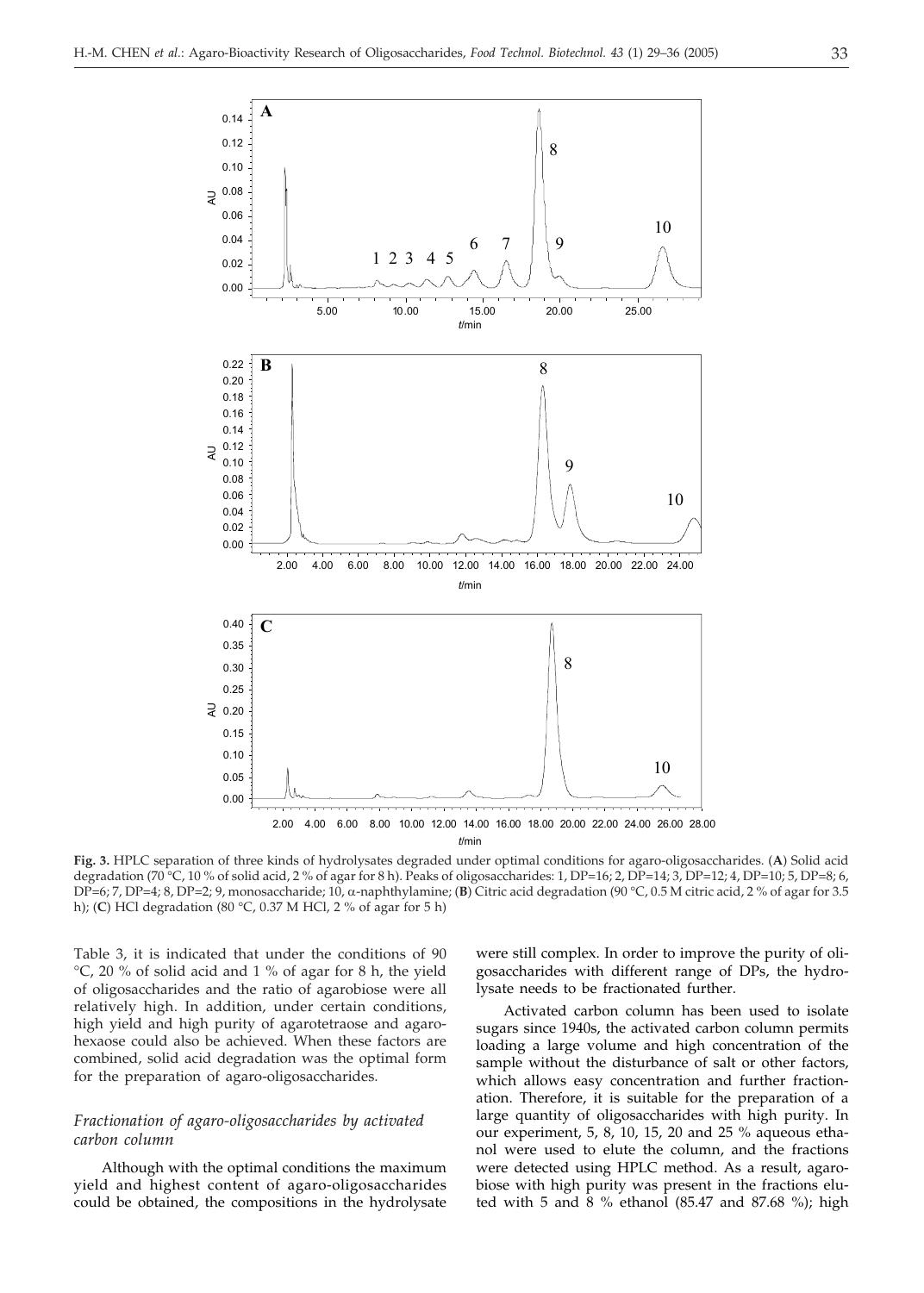**Fig. 3.** HPLC separation of three kinds of hydrolysates degraded under optimal conditions for agaro-oligosaccharides. (**A**) Solid acid degradation (70 °C, 10 % of solid acid, 2 % of agar for 8 h). Peaks of oligosaccharides: 1, DP=16; 2, DP=14; 3, DP=12; 4, DP=10; 5, DP=8; 6, DP=6; 7, DP=4; 8, DP=2; 9, monosaccharide; 10, α-naphthylamine; (**B**) Citric acid degradation (90 °C, 0.5 M citric acid, 2 % of agar for 3.5 h); (**C**) HCl degradation (80 °C, 0.37 M HCl, 2 % of agar for 5 h)

Table 3, it is indicated that under the conditions of 90 °C, 20 % of solid acid and 1 % of agar for 8 h, the yield of oligosaccharides and the ratio of agarobiose were all relatively high. In addition, under certain conditions, high yield and high purity of agarotetraose and agarohexaose could also be achieved. When these factors are combined, solid acid degradation was the optimal form for the preparation of agaro-oligosaccharides.

### *Fractionation of agaro-oligosaccharides by activated carbon column*

Although with the optimal conditions the maximum yield and highest content of agaro-oligosaccharides could be obtained, the compositions in the hydrolysate were still complex. In order to improve the purity of oligosaccharides with different range of DPs, the hydrolysate needs to be fractionated further.

Activated carbon column has been used to isolate sugars since 1940s, the activated carbon column permits loading a large volume and high concentration of the sample without the disturbance of salt or other factors, which allows easy concentration and further fractionation. Therefore, it is suitable for the preparation of a large quantity of oligosaccharides with high purity. In our experiment, 5, 8, 10, 15, 20 and 25 % aqueous ethanol were used to elute the column, and the fractions were detected using HPLC method. As a result, agarobiose with high purity was present in the fractions eluted with 5 and 8 % ethanol (85.47 and 87.68 %); high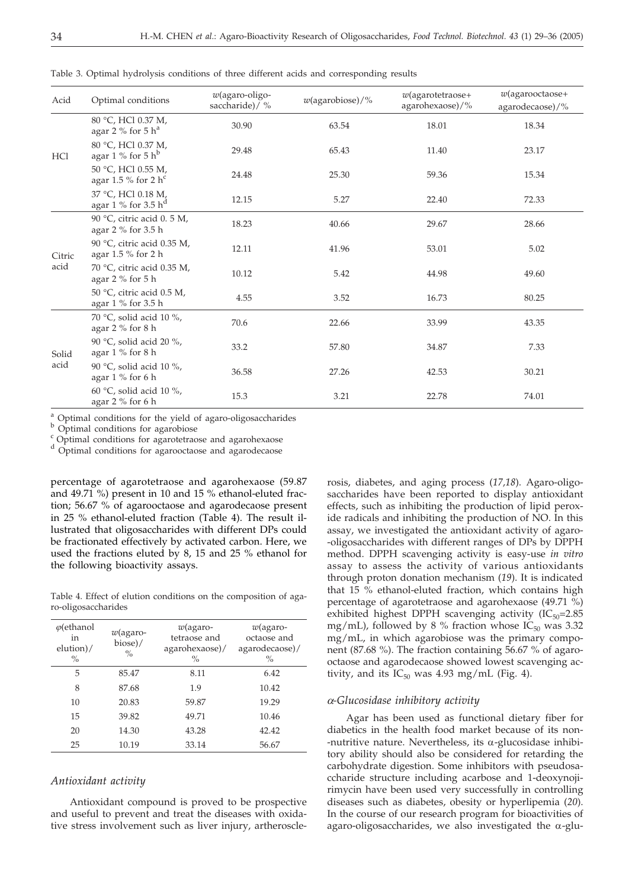Table 3. Optimal hydrolysis conditions of three different acids and corresponding results

| Acid | Optimal conditions | w(agaro-oligo-saccharide)/ % | w(agarobiose)/% | w(agarotetraose+ agarohexaose)/% | w(agarooctaose+ agarodecaose)/% |
|---|---|---|---|---|---|
| HCl | 80 °C, HCl 0.37 M, agar 2 % for 5 h[a] | 30.90 | 63.54 | 18.01 | 18.34 |
| | 80 °C, HCl 0.37 M, agar 1 % for 5 h[b] | 29.48 | 65.43 | 11.40 | 23.17 |
| | 50 °C, HCl 0.55 M, agar 1.5 % for 2 h[c] | 24.48 | 25.30 | 59.36 | 15.34 |
| | 37 °C, HCl 0.18 M, agar 1 % for 3.5 h[d] | 12.15 | 5.27 | 22.40 | 72.33 |
| Citric acid | 90 °C, citric acid 0. 5 M, agar 2 % for 3.5 h | 18.23 | 40.66 | 29.67 | 28.66 |
| | 90 °C, citric acid 0.35 M, agar 1.5 % for 2 h | 12.11 | 41.96 | 53.01 | 5.02 |
| | 70 °C, citric acid 0.35 M, agar 2 % for 5 h | 10.12 | 5.42 | 44.98 | 49.60 |
| | 50 °C, citric acid 0.5 M, agar 1 % for 3.5 h | 4.55 | 3.52 | 16.73 | 80.25 |
| Solid acid | 70 °C, solid acid 10 %, agar 2 % for 8 h | 70.6 | 22.66 | 33.99 | 43.35 |
| | 90 °C, solid acid 20 %, agar 1 % for 8 h | 33.2 | 57.80 | 34.87 | 7.33 |
| | 90 °C, solid acid 10 %, agar 1 % for 6 h | 36.58 | 27.26 | 42.53 | 30.21 |
| | 60 °C, solid acid 10 %, agar 2 % for 6 h | 15.3 | 3.21 | 22.78 | 74.01 |

[a] Optimal conditions for the yield of agaro-oligosaccharides
[b] Optimal conditions for agarobiose
[c] Optimal conditions for agarotetraose and agarohexaose
[d] Optimal conditions for agarooctaose and agarodecaose

percentage of agarotetraose and agarohexaose (59.87 and 49.71 %) present in 10 and 15 % ethanol-eluted fraction; 56.67 % of agarooctaose and agarodecaose present in 25 % ethanol-eluted fraction (Table 4). The result illustrated that oligosaccharides with different DPs could be fractionated effectively by activated carbon. Here, we used the fractions eluted by 8, 15 and 25 % ethanol for the following bioactivity assays.

Table 4. Effect of elution conditions on the composition of agaro-oligosaccharides

| φ(ethanol in elution)/ % | w(agaro-biose)/ % | w(agaro-tetraose and agarohexaose)/ % | w(agaro-octaose and agarodecaose)/ % |
|---|---|---|---|
| 5 | 85.47 | 8.11 | 6.42 |
| 8 | 87.68 | 1.9 | 10.42 |
| 10 | 20.83 | 59.87 | 19.29 |
| 15 | 39.82 | 49.71 | 10.46 |
| 20 | 14.30 | 43.28 | 42.42 |
| 25 | 10.19 | 33.14 | 56.67 |

### *Antioxidant activity*

Antioxidant compound is proved to be prospective and useful to prevent and treat the diseases with oxidative stress involvement such as liver injury, artherosclerosis, diabetes, and aging process (*17,18*). Agaro-oligosaccharides have been reported to display antioxidant effects, such as inhibiting the production of lipid peroxide radicals and inhibiting the production of NO. In this assay, we investigated the antioxidant activity of agaro-oligosaccharides with different ranges of DPs by DPPH method. DPPH scavenging activity is easy-use *in vitro* assay to assess the activity of various antioxidants through proton donation mechanism (*19*). It is indicated that 15 % ethanol-eluted fraction, which contains high percentage of agarotetraose and agarohexaose (49.71 %) exhibited highest DPPH scavenging activity ($IC_{50}$=2.85 mg/mL), followed by 8 % fraction whose $IC_{50}$ was 3.32 mg/mL, in which agarobiose was the primary component (87.68 %). The fraction containing 56.67 % of agarooctaose and agarodecaose showed lowest scavenging activity, and its $IC_{50}$ was 4.93 mg/mL (Fig. 4).

### *α-Glucosidase inhibitory activity*

Agar has been used as functional dietary fiber for diabetics in the health food market because of its non-nutritive nature. Nevertheless, its α-glucosidase inhibitory ability should also be considered for retarding the carbohydrate digestion. Some inhibitors with pseudosaccharide structure including acarbose and 1-deoxynojirimycin have been used very successfully in controlling diseases such as diabetes, obesity or hyperlipemia (*20*). In the course of our research program for bioactivities of agaro-oligosaccharides, we also investigated the α-glu-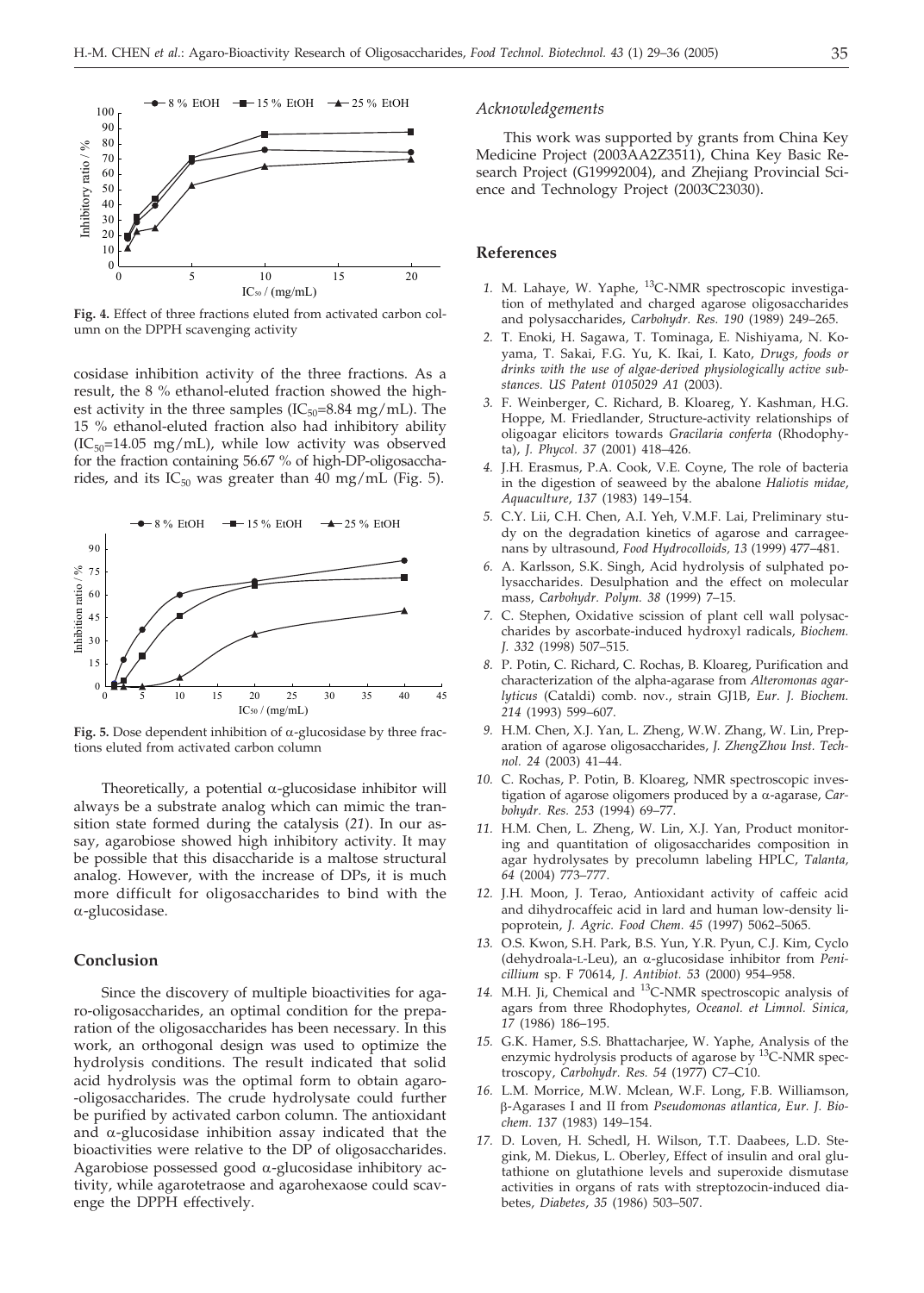**Fig. 4.** Effect of three fractions eluted from activated carbon column on the DPPH scavenging activity

cosidase inhibition activity of the three fractions. As a result, the 8 % ethanol-eluted fraction showed the highest activity in the three samples ($IC_{50}$=8.84 mg/mL). The 15 % ethanol-eluted fraction also had inhibitory ability ($IC_{50}$=14.05 mg/mL), while low activity was observed for the fraction containing 56.67 % of high-DP-oligosaccharides, and its $IC_{50}$ was greater than 40 mg/mL (Fig. 5).

**Fig. 5.** Dose dependent inhibition of α-glucosidase by three fractions eluted from activated carbon column

Theoretically, a potential α-glucosidase inhibitor will always be a substrate analog which can mimic the transition state formed during the catalysis (*21*). In our assay, agarobiose showed high inhibitory activity. It may be possible that this disaccharide is a maltose structural analog. However, with the increase of DPs, it is much more difficult for oligosaccharides to bind with the α-glucosidase.

## Conclusion

Since the discovery of multiple bioactivities for agaro-oligosaccharides, an optimal condition for the preparation of the oligosaccharides has been necessary. In this work, an orthogonal design was used to optimize the hydrolysis conditions. The result indicated that solid acid hydrolysis was the optimal form to obtain agaro-oligosaccharides. The crude hydrolysate could further be purified by activated carbon column. The antioxidant and α-glucosidase inhibition assay indicated that the bioactivities were relative to the DP of oligosaccharides. Agarobiose possessed good α-glucosidase inhibitory activity, while agarotetraose and agarohexaose could scavenge the DPPH effectively.

### Acknowledgements

This work was supported by grants from China Key Medicine Project (2003AA2Z3511), China Key Basic Research Project (G19992004), and Zhejiang Provincial Science and Technology Project (2003C23030).

## References

*1.* M. Lahaye, W. Yaphe, $^{13}$C-NMR spectroscopic investigation of methylated and charged agarose oligosaccharides and polysaccharides, *Carbohydr. Res. 190* (1989) 249–265.

*2.* T. Enoki, H. Sagawa, T. Tominaga, E. Nishiyama, N. Koyama, T. Sakai, F.G. Yu, K. Ikai, I. Kato, *Drugs, foods or drinks with the use of algae-derived physiologically active substances. US Patent 0105029 A1* (2003).

*3.* F. Weinberger, C. Richard, B. Kloareg, Y. Kashman, H.G. Hoppe, M. Friedlander, Structure-activity relationships of oligoagar elicitors towards *Gracilaria conferta* (Rhodophyta), *J. Phycol. 37* (2001) 418–426.

*4.* J.H. Erasmus, P.A. Cook, V.E. Coyne, The role of bacteria in the digestion of seaweed by the abalone *Haliotis midae*, *Aquaculture*, *137* (1983) 149–154.

*5.* C.Y. Lii, C.H. Chen, A.I. Yeh, V.M.F. Lai, Preliminary study on the degradation kinetics of agarose and carrageenans by ultrasound, *Food Hydrocolloids, 13* (1999) 477–481.

*6.* A. Karlsson, S.K. Singh, Acid hydrolysis of sulphated polysaccharides. Desulphation and the effect on molecular mass, *Carbohydr. Polym. 38* (1999) 7–15.

*7.* C. Stephen, Oxidative scission of plant cell wall polysaccharides by ascorbate-induced hydroxyl radicals, *Biochem. J. 332* (1998) 507–515.

*8.* P. Potin, C. Richard, C. Rochas, B. Kloareg, Purification and characterization of the alpha-agarase from *Alteromonas agarlyticus* (Cataldi) comb. nov., strain GJ1B, *Eur. J. Biochem. 214* (1993) 599–607.

*9.* H.M. Chen, X.J. Yan, L. Zheng, W.W. Zhang, W. Lin, Preparation of agarose oligosaccharides, *J. ZhengZhou Inst. Technol. 24* (2003) 41–44.

*10.* C. Rochas, P. Potin, B. Kloareg, NMR spectroscopic investigation of agarose oligomers produced by a α-agarase, *Carbohydr. Res. 253* (1994) 69–77.

*11.* H.M. Chen, L. Zheng, W. Lin, X.J. Yan, Product monitoring and quantitation of oligosaccharides composition in agar hydrolysates by precolumn labeling HPLC, *Talanta, 64* (2004) 773–777.

*12.* J.H. Moon, J. Terao, Antioxidant activity of caffeic acid and dihydrocaffeic acid in lard and human low-density lipoprotein, *J. Agric. Food Chem. 45* (1997) 5062–5065.

*13.* O.S. Kwon, S.H. Park, B.S. Yun, Y.R. Pyun, C.J. Kim, Cyclo (dehydroala-L-Leu), an α-glucosidase inhibitor from *Penicillium* sp. F 70614, *J. Antibiot. 53* (2000) 954–958.

*14.* M.H. Ji, Chemical and $^{13}$C-NMR spectroscopic analysis of agars from three Rhodophytes, *Oceanol. et Limnol. Sinica, 17* (1986) 186–195.

*15.* G.K. Hamer, S.S. Bhattacharjee, W. Yaphe, Analysis of the enzymic hydrolysis products of agarose by $^{13}$C-NMR spectroscopy, *Carbohydr. Res. 54* (1977) C7–C10.

*16.* L.M. Morrice, M.W. Mclean, W.F. Long, F.B. Williamson, β-Agarases I and II from *Pseudomonas atlantica*, *Eur. J. Biochem. 137* (1983) 149–154.

*17.* D. Loven, H. Schedl, H. Wilson, T.T. Daabees, L.D. Stegink, M. Diekus, L. Oberley, Effect of insulin and oral glutathione on glutathione levels and superoxide dismutase activities in organs of rats with streptozocin-induced diabetes, *Diabetes*, *35* (1986) 503–507.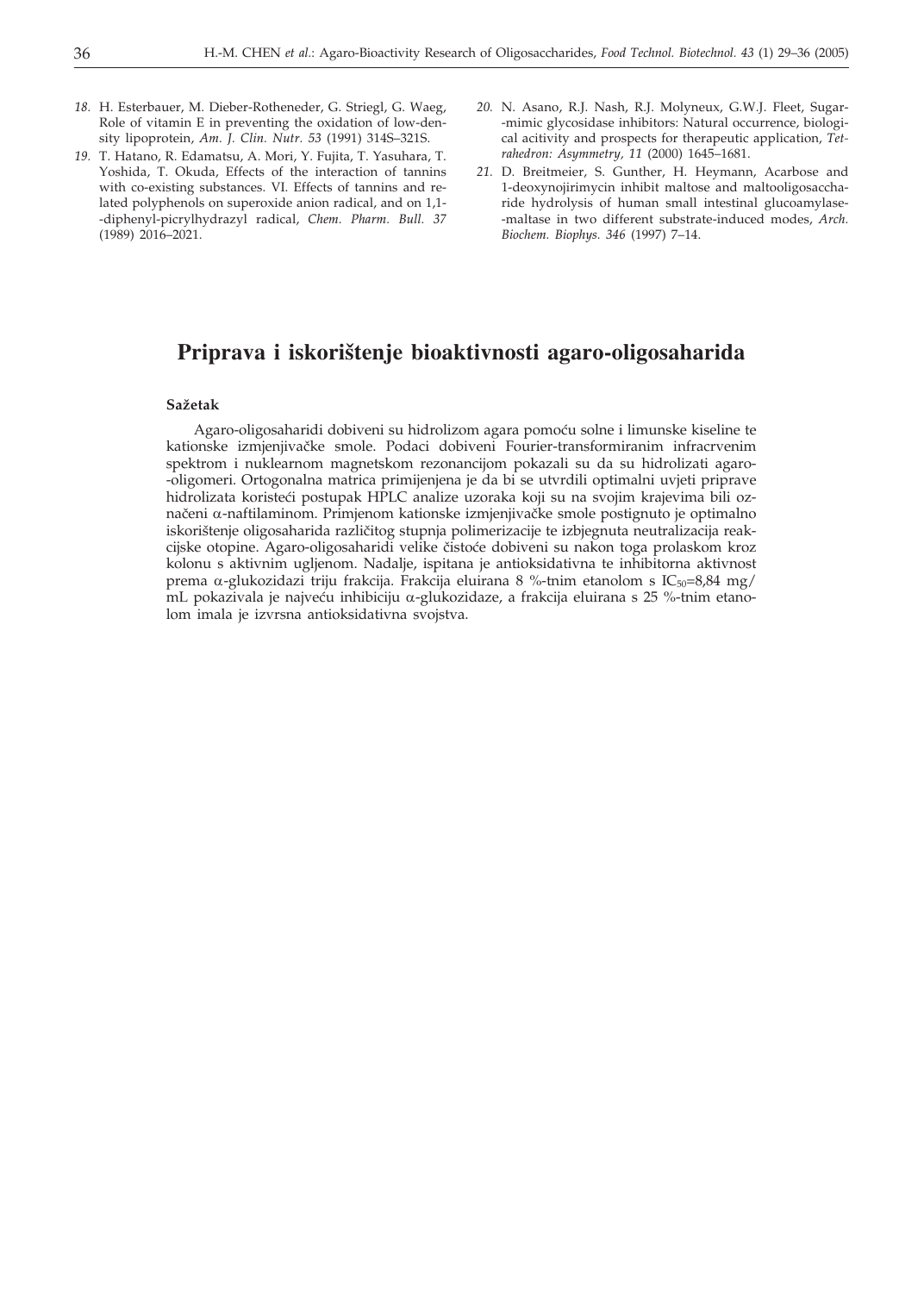18. H. Esterbauer, M. Dieber-Rotheneder, G. Striegl, G. Waeg, Role of vitamin E in preventing the oxidation of low-density lipoprotein, *Am. J. Clin. Nutr. 53* (1991) 314S–321S.

19. T. Hatano, R. Edamatsu, A. Mori, Y. Fujita, T. Yasuhara, T. Yoshida, T. Okuda, Effects of the interaction of tannins with co-existing substances. VI. Effects of tannins and related polyphenols on superoxide anion radical, and on 1,1-diphenyl-picrylhydrazyl radical, *Chem. Pharm. Bull. 37* (1989) 2016–2021.

20. N. Asano, R.J. Nash, R.J. Molyneux, G.W.J. Fleet, Sugar-mimic glycosidase inhibitors: Natural occurrence, biological acitivity and prospects for therapeutic application, *Tetrahedron: Asymmetry, 11* (2000) 1645–1681.

21. D. Breitmeier, S. Gunther, H. Heymann, Acarbose and 1-deoxynojirimycin inhibit maltose and maltooligosaccharide hydrolysis of human small intestinal glucoamylase-maltase in two different substrate-induced modes, *Arch. Biochem. Biophys. 346* (1997) 7–14.

# Priprava i iskorištenje bioaktivnosti agaro-oligosaharida

**Sažetak**

Agaro-oligosaharidi dobiveni su hidrolizom agara pomoću solne i limunske kiseline te kationske izmjenjivačke smole. Podaci dobiveni Fourier-transformiranim infracrvenim spektrom i nuklearnom magnetskom rezonancijom pokazali su da su hidrolizati agaro-oligomeri. Ortogonalna matrica primijenjena je da bi se utvrdili optimalni uvjeti priprave hidrolizata koristeći postupak HPLC analize uzoraka koji su na svojim krajevima bili označeni α-naftilaminom. Primjenom kationske izmjenjivačke smole postignuto je optimalno iskorištenje oligosaharida različitog stupnja polimerizacije te izbjegnuta neutralizacija reakcijske otopine. Agaro-oligosaharidi velike čistoće dobiveni su nakon toga prolaskom kroz kolonu s aktivnim ugljenom. Nadalje, ispitana je antioksidativna te inhibitorna aktivnost prema α-glukozidazi triju frakcija. Frakcija eluirana 8 %-tnim etanolom s $IC_{50}$=8,84 mg/mL pokazivala je najveću inhibiciju α-glukozidaze, a frakcija eluirana s 25 %-tnim etanolom imala je izvrsna antioksidativna svojstva.